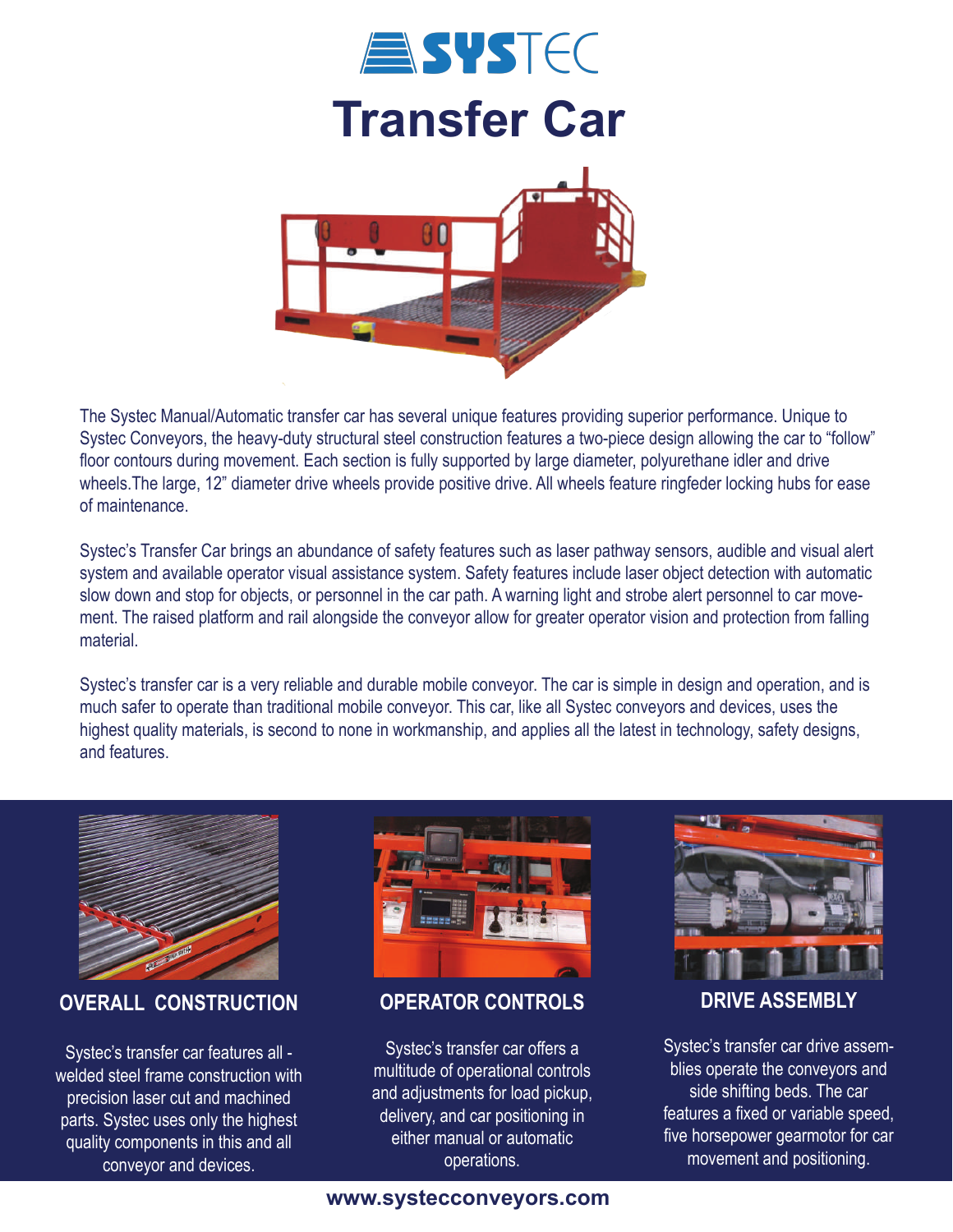# SYSTEC

# Transfer Car

The Systec Manual/Automatic transfer car has several unique features providing superior performance. Unique to Systec Conveyors, the heavy-duty structural steel construction features a two-piece design allowing the car to "follow" floor contours during movement. Each section is fully supported by large diameter, polyurethane idler and drive wheels.The large, 12" diameter drive wheels provide positive drive. All wheels feature ringfeder locking hubs for ease of maintenance.

Systec's Transfer Car brings an abundance of safety features such as laser pathway sensors, audible and visual alert system and available operator visual assistance system. Safety features include laser object detection with automatic slow down and stop for objects, or personnel in the car path. A warning light and strobe alert personnel to car movement. The raised platform and rail alongside the conveyor allow for greater operator vision and protection from falling material.

Systec's transfer car is a very reliable and durable mobile conveyor. The car is simple in design and operation, and is much safer to operate than traditional mobile conveyor. This car, like all Systec conveyors and devices, uses the highest quality materials, is second to none in workmanship, and applies all the latest in technology, safety designs, and features.

## OVERALL CONSTRUCTION

Systec's transfer car features all - welded steel frame construction with precision laser cut and machined parts. Systec uses only the highest quality components in this and all conveyor and devices.

## OPERATOR CONTROLS

Systec's transfer car offers a multitude of operational controls and adjustments for load pickup, delivery, and car positioning in either manual or automatic operations.

## DRIVE ASSEMBLY

Systec's transfer car drive assemblies operate the conveyors and side shifting beds. The car features a fixed or variable speed, five horsepower gearmotor for car movement and positioning.

www.systecconveyors.com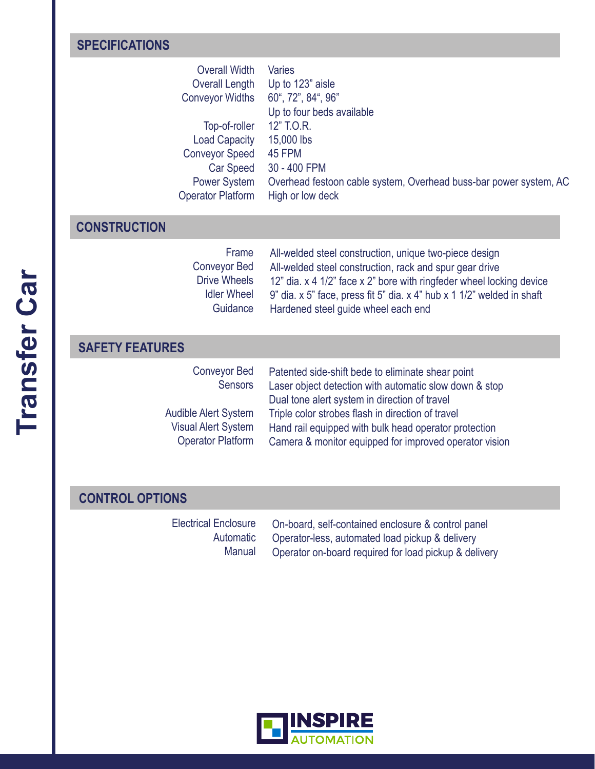## SPECIFICATIONS

| | |
|---|---|
| Overall Width | Varies |
| Overall Length | Up to 123" aisle |
| Conveyor Widths | 60", 72", 84", 96"<br>Up to four beds available |
| Top-of-roller | 12" T.O.R. |
| Load Capacity | 15,000 lbs |
| Conveyor Speed | 45 FPM |
| Car Speed | 30 - 400 FPM |
| Power System | Overhead festoon cable system, Overhead buss-bar power system, AC |
| Operator Platform | High or low deck |

## CONSTRUCTION

| | |
|---|---|
| Frame | All-welded steel construction, unique two-piece design |
| Conveyor Bed | All-welded steel construction, rack and spur gear drive |
| Drive Wheels | 12" dia. x 4 1/2" face x 2" bore with ringfeder wheel locking device |
| Idler Wheel | 9" dia. x 5" face, press fit 5" dia. x 4" hub x 1 1/2" welded in shaft |
| Guidance | Hardened steel guide wheel each end |

## SAFETY FEATURES

| | |
|---|---|
| Conveyor Bed | Patented side-shift bede to eliminate shear point |
| Sensors | Laser object detection with automatic slow down & stop |
| | Dual tone alert system in direction of travel |
| Audible Alert System | Triple color strobes flash in direction of travel |
| Visual Alert System | Hand rail equipped with bulk head operator protection |
| Operator Platform | Camera & monitor equipped for improved operator vision |

## CONTROL OPTIONS

| | |
|---|---|
| Electrical Enclosure | On-board, self-contained enclosure & control panel |
| Automatic | Operator-less, automated load pickup & delivery |
| Manual | Operator on-board required for load pickup & delivery |

INSPIRE AUTOMATION